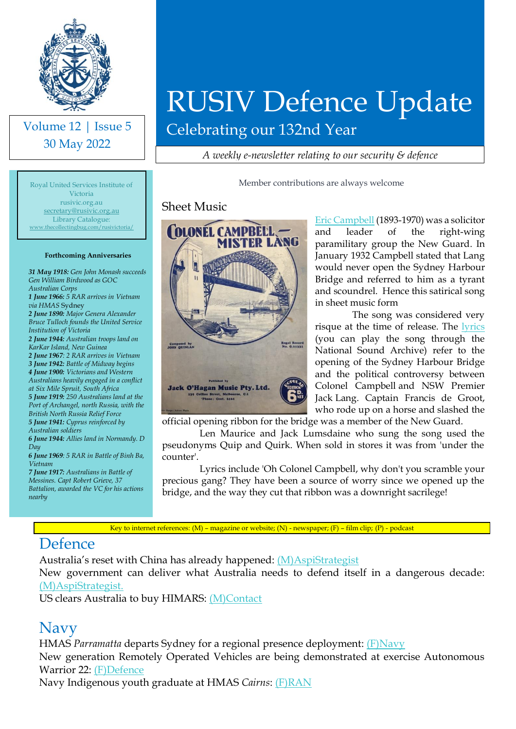# RUSIV Defence Update

Celebrating our 132nd Year

Volume 12 | Issue 5
30 May 2022

*A weekly e-newsletter relating to our security & defence*

Royal United Services Institute of Victoria
rusivic.org.au
secretary@rusivic.org.au
Library Catalogue:
www.thecollectingbug.com/rusivictoria/

**Forthcoming Anniversaries**

***31 May 1918:*** *Gen John Monash succeeds Gen William Birdwood as GOC Australian Corps*
***1 June 1966:*** *5 RAR arrives in Vietnam via HMAS* Sydney
***2 June 1890:*** *Major Genera Alexander Bruce Tulloch founds the United Service Institution of Victoria*
***2 June 1944:*** *Australian troops land on KarKar Island, New Guinea*
***2 June 1967****: 2 RAR arrives in Vietnam*
***3 June 1942:*** *Battle of Midway begins*
***4 June 1900:*** *Victorians and Western Australians heavily engaged in a conflict at Six Mile Spruit, South Africa*
***5 June 1919:*** *250 Australians land at the Port of Archangel, north Russia, with the British North Russia Relief Force*
***5 June 1941:*** *Cyprus reinforced by Australian soldiers*
***6 June 1944:*** *Allies land in Normandy. D Day*
***6 June 1969****: 5 RAR in Battle of Binh Ba, Vietnam*
***7 June 1917:*** *Australians in Battle of Messines. Capt Robert Grieve, 37 Battalion, awarded the VC for his actions nearby*

Member contributions are always welcome

## Sheet Music

Eric Campbell (1893-1970) was a solicitor and leader of the right-wing paramilitary group the New Guard. In January 1932 Campbell stated that Lang would never open the Sydney Harbour Bridge and referred to him as a tyrant and scoundrel. Hence this satirical song in sheet music form

The song was considered very risque at the time of release. The lyrics (you can play the song through the National Sound Archive) refer to the opening of the Sydney Harbour Bridge and the political controversy between Colonel Campbell and NSW Premier Jack Lang. Captain Francis de Groot, who rode up on a horse and slashed the official opening ribbon for the bridge was a member of the New Guard.

Len Maurice and Jack Lumsdaine who sung the song used the pseudonyms Quip and Quirk. When sold in stores it was from 'under the counter'.

Lyrics include 'Oh Colonel Campbell, why don't you scramble your precious gang? They have been a source of worry since we opened up the bridge, and the way they cut that ribbon was a downright sacrilege!

Key to internet references: (M) – magazine or website; (N) - newspaper; (F) – film clip; (P) - podcast

# Defence

Australia's reset with China has already happened: (M)AspiStrategist
New government can deliver what Australia needs to defend itself in a dangerous decade: (M)AspiStrategist.
US clears Australia to buy HIMARS: (M)Contact

# Navy

HMAS *Parramatta* departs Sydney for a regional presence deployment: (F)Navy
New generation Remotely Operated Vehicles are being demonstrated at exercise Autonomous Warrior 22: (F)Defence
Navy Indigenous youth graduate at HMAS *Cairns*: (F)RAN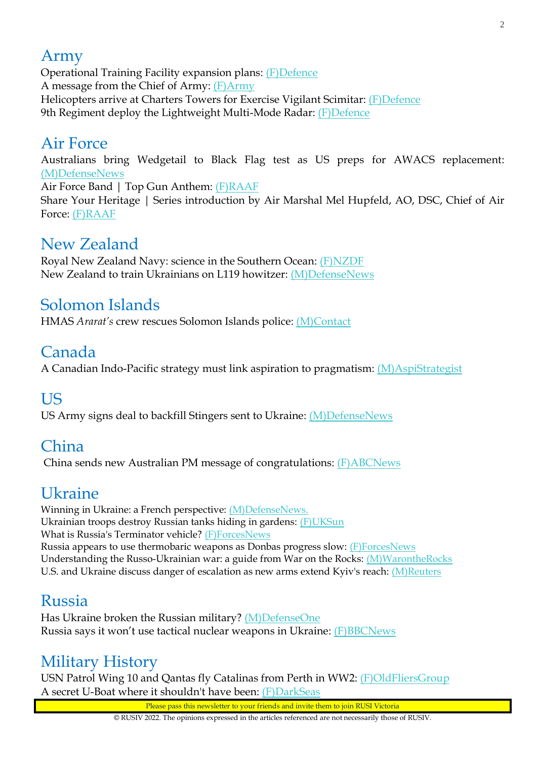## Army

Operational Training Facility expansion plans: (F)Defence
A message from the Chief of Army: (F)Army
Helicopters arrive at Charters Towers for Exercise Vigilant Scimitar: (F)Defence
9th Regiment deploy the Lightweight Multi-Mode Radar: (F)Defence

## Air Force

Australians bring Wedgetail to Black Flag test as US preps for AWACS replacement: (M)DefenseNews
Air Force Band | Top Gun Anthem: (F)RAAF
Share Your Heritage | Series introduction by Air Marshal Mel Hupfeld, AO, DSC, Chief of Air Force: (F)RAAF

## New Zealand

Royal New Zealand Navy: science in the Southern Ocean: (F)NZDF
New Zealand to train Ukrainians on L119 howitzer: (M)DefenseNews

## Solomon Islands

HMAS *Ararat's* crew rescues Solomon Islands police: (M)Contact

## Canada

A Canadian Indo-Pacific strategy must link aspiration to pragmatism: (M)AspiStrategist

## US

US Army signs deal to backfill Stingers sent to Ukraine: (M)DefenseNews

## China

China sends new Australian PM message of congratulations: (F)ABCNews

## Ukraine

Winning in Ukraine: a French perspective: (M)DefenseNews.
Ukrainian troops destroy Russian tanks hiding in gardens: (F)UKSun
What is Russia's Terminator vehicle? (F)ForcesNews
Russia appears to use thermobaric weapons as Donbas progress slow: (F)ForcesNews
Understanding the Russo-Ukrainian war: a guide from War on the Rocks: (M)WarontheRocks
U.S. and Ukraine discuss danger of escalation as new arms extend Kyiv's reach: (M)Reuters

## Russia

Has Ukraine broken the Russian military? (M)DefenseOne
Russia says it won't use tactical nuclear weapons in Ukraine: (F)BBCNews

## Military History

USN Patrol Wing 10 and Qantas fly Catalinas from Perth in WW2: (F)OldFliersGroup
A secret U-Boat where it shouldn't have been: (F)DarkSeas

Please pass this newsletter to your friends and invite them to join RUSI Victoria

© RUSIV 2022. The opinions expressed in the articles referenced are not necessarily those of RUSIV.